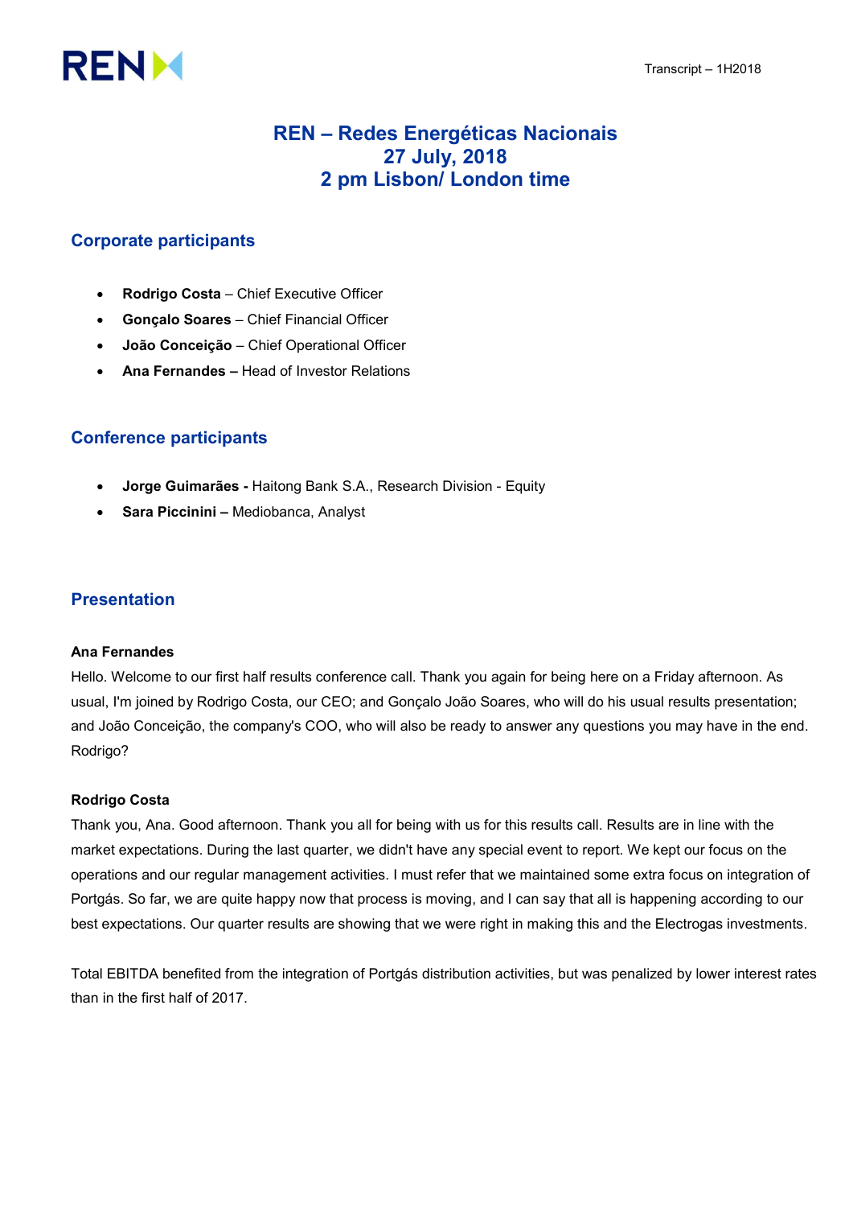# REN – Redes Energéticas Nacionais
# 27 July, 2018
# 2 pm Lisbon/ London time

## Corporate participants

- **Rodrigo Costa** – Chief Executive Officer
- **Gonçalo Soares** – Chief Financial Officer
- **João Conceição** – Chief Operational Officer
- **Ana Fernandes –** Head of Investor Relations

## Conference participants

- **Jorge Guimarães -** Haitong Bank S.A., Research Division - Equity
- **Sara Piccinini –** Mediobanca, Analyst

## Presentation

**Ana Fernandes**

Hello. Welcome to our first half results conference call. Thank you again for being here on a Friday afternoon. As usual, I'm joined by Rodrigo Costa, our CEO; and Gonçalo João Soares, who will do his usual results presentation; and João Conceição, the company's COO, who will also be ready to answer any questions you may have in the end. Rodrigo?

**Rodrigo Costa**

Thank you, Ana. Good afternoon. Thank you all for being with us for this results call. Results are in line with the market expectations. During the last quarter, we didn't have any special event to report. We kept our focus on the operations and our regular management activities. I must refer that we maintained some extra focus on integration of Portgás. So far, we are quite happy now that process is moving, and I can say that all is happening according to our best expectations. Our quarter results are showing that we were right in making this and the Electrogas investments.

Total EBITDA benefited from the integration of Portgás distribution activities, but was penalized by lower interest rates than in the first half of 2017.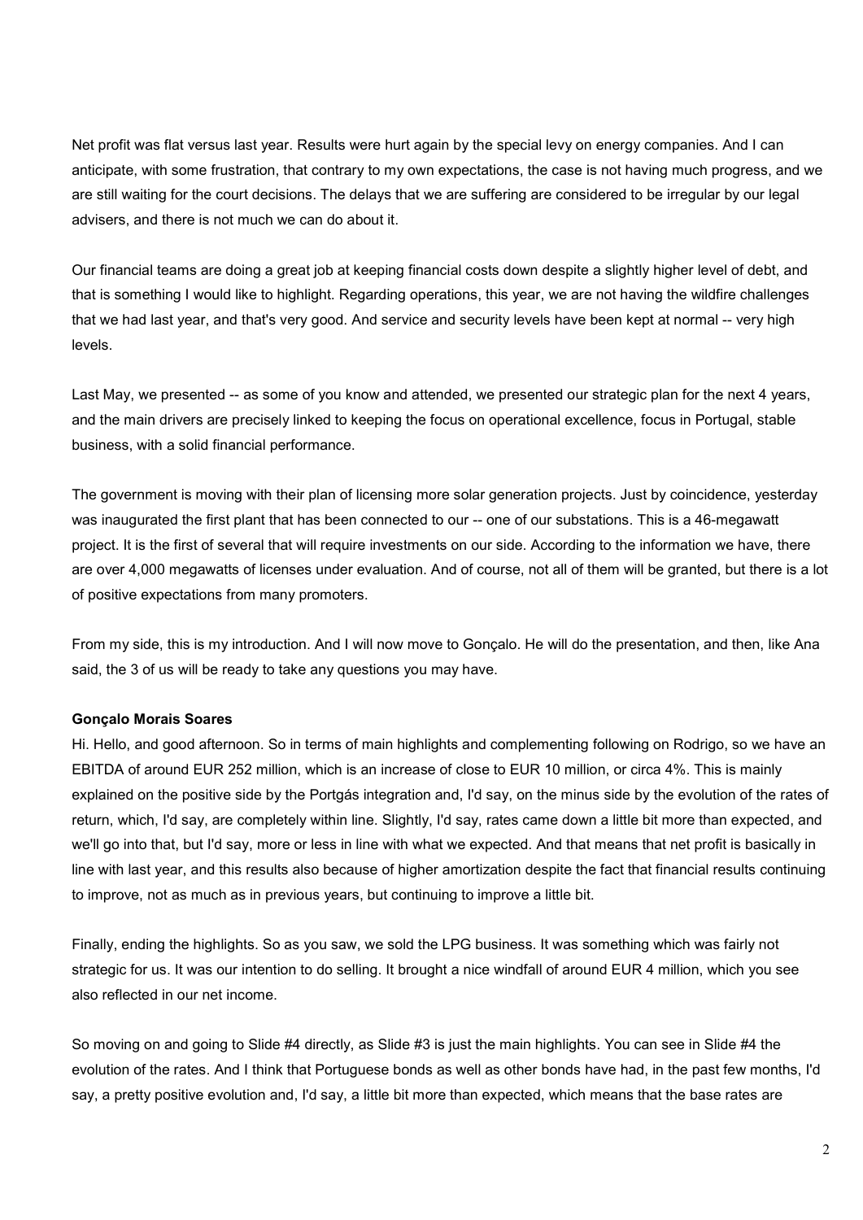Net profit was flat versus last year. Results were hurt again by the special levy on energy companies. And I can anticipate, with some frustration, that contrary to my own expectations, the case is not having much progress, and we are still waiting for the court decisions. The delays that we are suffering are considered to be irregular by our legal advisers, and there is not much we can do about it.

Our financial teams are doing a great job at keeping financial costs down despite a slightly higher level of debt, and that is something I would like to highlight. Regarding operations, this year, we are not having the wildfire challenges that we had last year, and that's very good. And service and security levels have been kept at normal -- very high levels.

Last May, we presented -- as some of you know and attended, we presented our strategic plan for the next 4 years, and the main drivers are precisely linked to keeping the focus on operational excellence, focus in Portugal, stable business, with a solid financial performance.

The government is moving with their plan of licensing more solar generation projects. Just by coincidence, yesterday was inaugurated the first plant that has been connected to our -- one of our substations. This is a 46-megawatt project. It is the first of several that will require investments on our side. According to the information we have, there are over 4,000 megawatts of licenses under evaluation. And of course, not all of them will be granted, but there is a lot of positive expectations from many promoters.

From my side, this is my introduction. And I will now move to Gonçalo. He will do the presentation, and then, like Ana said, the 3 of us will be ready to take any questions you may have.

**Gonçalo Morais Soares**

Hi. Hello, and good afternoon. So in terms of main highlights and complementing following on Rodrigo, so we have an EBITDA of around EUR 252 million, which is an increase of close to EUR 10 million, or circa 4%. This is mainly explained on the positive side by the Portgás integration and, I'd say, on the minus side by the evolution of the rates of return, which, I'd say, are completely within line. Slightly, I'd say, rates came down a little bit more than expected, and we'll go into that, but I'd say, more or less in line with what we expected. And that means that net profit is basically in line with last year, and this results also because of higher amortization despite the fact that financial results continuing to improve, not as much as in previous years, but continuing to improve a little bit.

Finally, ending the highlights. So as you saw, we sold the LPG business. It was something which was fairly not strategic for us. It was our intention to do selling. It brought a nice windfall of around EUR 4 million, which you see also reflected in our net income.

So moving on and going to Slide #4 directly, as Slide #3 is just the main highlights. You can see in Slide #4 the evolution of the rates. And I think that Portuguese bonds as well as other bonds have had, in the past few months, I'd say, a pretty positive evolution and, I'd say, a little bit more than expected, which means that the base rates are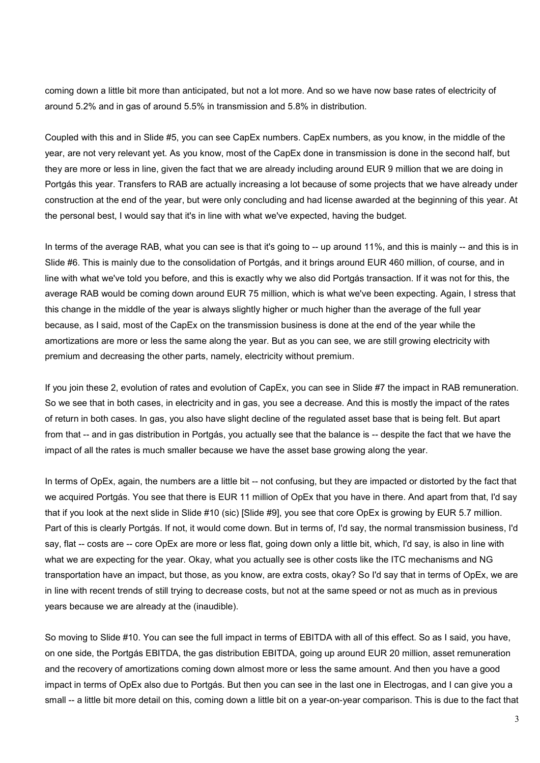coming down a little bit more than anticipated, but not a lot more. And so we have now base rates of electricity of around 5.2% and in gas of around 5.5% in transmission and 5.8% in distribution.

Coupled with this and in Slide #5, you can see CapEx numbers. CapEx numbers, as you know, in the middle of the year, are not very relevant yet. As you know, most of the CapEx done in transmission is done in the second half, but they are more or less in line, given the fact that we are already including around EUR 9 million that we are doing in Portgás this year. Transfers to RAB are actually increasing a lot because of some projects that we have already under construction at the end of the year, but were only concluding and had license awarded at the beginning of this year. At the personal best, I would say that it's in line with what we've expected, having the budget.

In terms of the average RAB, what you can see is that it's going to -- up around 11%, and this is mainly -- and this is in Slide #6. This is mainly due to the consolidation of Portgás, and it brings around EUR 460 million, of course, and in line with what we've told you before, and this is exactly why we also did Portgás transaction. If it was not for this, the average RAB would be coming down around EUR 75 million, which is what we've been expecting. Again, I stress that this change in the middle of the year is always slightly higher or much higher than the average of the full year because, as I said, most of the CapEx on the transmission business is done at the end of the year while the amortizations are more or less the same along the year. But as you can see, we are still growing electricity with premium and decreasing the other parts, namely, electricity without premium.

If you join these 2, evolution of rates and evolution of CapEx, you can see in Slide #7 the impact in RAB remuneration. So we see that in both cases, in electricity and in gas, you see a decrease. And this is mostly the impact of the rates of return in both cases. In gas, you also have slight decline of the regulated asset base that is being felt. But apart from that -- and in gas distribution in Portgás, you actually see that the balance is -- despite the fact that we have the impact of all the rates is much smaller because we have the asset base growing along the year.

In terms of OpEx, again, the numbers are a little bit -- not confusing, but they are impacted or distorted by the fact that we acquired Portgás. You see that there is EUR 11 million of OpEx that you have in there. And apart from that, I'd say that if you look at the next slide in Slide #10 (sic) [Slide #9], you see that core OpEx is growing by EUR 5.7 million. Part of this is clearly Portgás. If not, it would come down. But in terms of, I'd say, the normal transmission business, I'd say, flat -- costs are -- core OpEx are more or less flat, going down only a little bit, which, I'd say, is also in line with what we are expecting for the year. Okay, what you actually see is other costs like the ITC mechanisms and NG transportation have an impact, but those, as you know, are extra costs, okay? So I'd say that in terms of OpEx, we are in line with recent trends of still trying to decrease costs, but not at the same speed or not as much as in previous years because we are already at the (inaudible).

So moving to Slide #10. You can see the full impact in terms of EBITDA with all of this effect. So as I said, you have, on one side, the Portgás EBITDA, the gas distribution EBITDA, going up around EUR 20 million, asset remuneration and the recovery of amortizations coming down almost more or less the same amount. And then you have a good impact in terms of OpEx also due to Portgás. But then you can see in the last one in Electrogas, and I can give you a small -- a little bit more detail on this, coming down a little bit on a year-on-year comparison. This is due to the fact that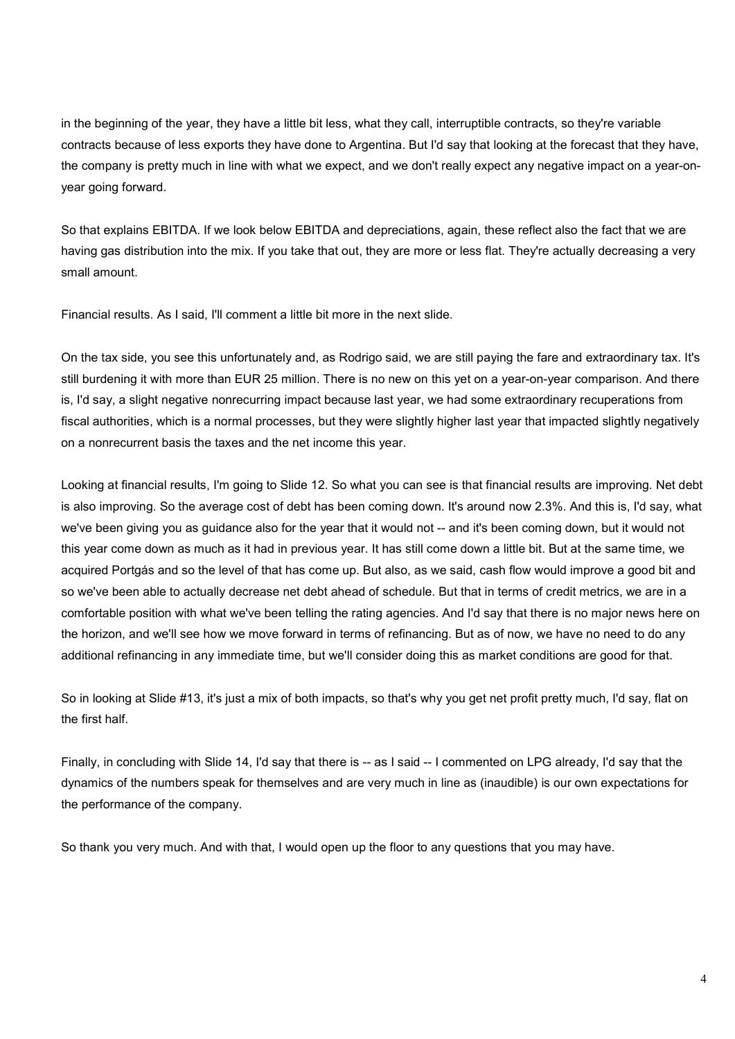in the beginning of the year, they have a little bit less, what they call, interruptible contracts, so they're variable contracts because of less exports they have done to Argentina. But I'd say that looking at the forecast that they have, the company is pretty much in line with what we expect, and we don't really expect any negative impact on a year-on-year going forward.

So that explains EBITDA. If we look below EBITDA and depreciations, again, these reflect also the fact that we are having gas distribution into the mix. If you take that out, they are more or less flat. They're actually decreasing a very small amount.

Financial results. As I said, I'll comment a little bit more in the next slide.

On the tax side, you see this unfortunately and, as Rodrigo said, we are still paying the fare and extraordinary tax. It's still burdening it with more than EUR 25 million. There is no new on this yet on a year-on-year comparison. And there is, I'd say, a slight negative nonrecurring impact because last year, we had some extraordinary recuperations from fiscal authorities, which is a normal processes, but they were slightly higher last year that impacted slightly negatively on a nonrecurrent basis the taxes and the net income this year.

Looking at financial results, I'm going to Slide 12. So what you can see is that financial results are improving. Net debt is also improving. So the average cost of debt has been coming down. It's around now 2.3%. And this is, I'd say, what we've been giving you as guidance also for the year that it would not -- and it's been coming down, but it would not this year come down as much as it had in previous year. It has still come down a little bit. But at the same time, we acquired Portgás and so the level of that has come up. But also, as we said, cash flow would improve a good bit and so we've been able to actually decrease net debt ahead of schedule. But that in terms of credit metrics, we are in a comfortable position with what we've been telling the rating agencies. And I'd say that there is no major news here on the horizon, and we'll see how we move forward in terms of refinancing. But as of now, we have no need to do any additional refinancing in any immediate time, but we'll consider doing this as market conditions are good for that.

So in looking at Slide #13, it's just a mix of both impacts, so that's why you get net profit pretty much, I'd say, flat on the first half.

Finally, in concluding with Slide 14, I'd say that there is -- as I said -- I commented on LPG already, I'd say that the dynamics of the numbers speak for themselves and are very much in line as (inaudible) is our own expectations for the performance of the company.

So thank you very much. And with that, I would open up the floor to any questions that you may have.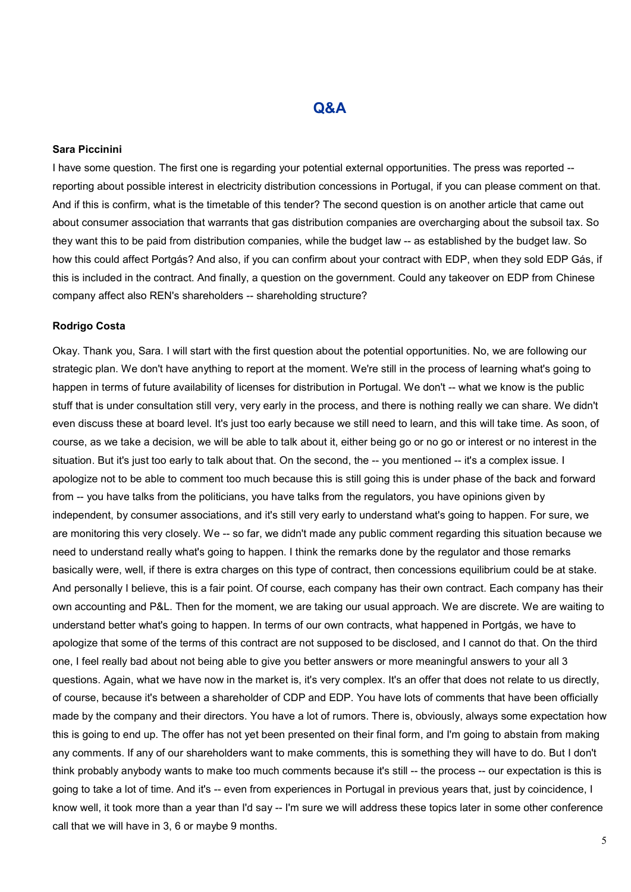# Q&A

**Sara Piccinini**

I have some question. The first one is regarding your potential external opportunities. The press was reported -- reporting about possible interest in electricity distribution concessions in Portugal, if you can please comment on that. And if this is confirm, what is the timetable of this tender? The second question is on another article that came out about consumer association that warrants that gas distribution companies are overcharging about the subsoil tax. So they want this to be paid from distribution companies, while the budget law -- as established by the budget law. So how this could affect Portgás? And also, if you can confirm about your contract with EDP, when they sold EDP Gás, if this is included in the contract. And finally, a question on the government. Could any takeover on EDP from Chinese company affect also REN's shareholders -- shareholding structure?

**Rodrigo Costa**

Okay. Thank you, Sara. I will start with the first question about the potential opportunities. No, we are following our strategic plan. We don't have anything to report at the moment. We're still in the process of learning what's going to happen in terms of future availability of licenses for distribution in Portugal. We don't -- what we know is the public stuff that is under consultation still very, very early in the process, and there is nothing really we can share. We didn't even discuss these at board level. It's just too early because we still need to learn, and this will take time. As soon, of course, as we take a decision, we will be able to talk about it, either being go or no go or interest or no interest in the situation. But it's just too early to talk about that. On the second, the -- you mentioned -- it's a complex issue. I apologize not to be able to comment too much because this is still going this is under phase of the back and forward from -- you have talks from the politicians, you have talks from the regulators, you have opinions given by independent, by consumer associations, and it's still very early to understand what's going to happen. For sure, we are monitoring this very closely. We -- so far, we didn't made any public comment regarding this situation because we need to understand really what's going to happen. I think the remarks done by the regulator and those remarks basically were, well, if there is extra charges on this type of contract, then concessions equilibrium could be at stake. And personally I believe, this is a fair point. Of course, each company has their own contract. Each company has their own accounting and P&L. Then for the moment, we are taking our usual approach. We are discrete. We are waiting to understand better what's going to happen. In terms of our own contracts, what happened in Portgás, we have to apologize that some of the terms of this contract are not supposed to be disclosed, and I cannot do that. On the third one, I feel really bad about not being able to give you better answers or more meaningful answers to your all 3 questions. Again, what we have now in the market is, it's very complex. It's an offer that does not relate to us directly, of course, because it's between a shareholder of CDP and EDP. You have lots of comments that have been officially made by the company and their directors. You have a lot of rumors. There is, obviously, always some expectation how this is going to end up. The offer has not yet been presented on their final form, and I'm going to abstain from making any comments. If any of our shareholders want to make comments, this is something they will have to do. But I don't think probably anybody wants to make too much comments because it's still -- the process -- our expectation is this is going to take a lot of time. And it's -- even from experiences in Portugal in previous years that, just by coincidence, I know well, it took more than a year than I'd say -- I'm sure we will address these topics later in some other conference call that we will have in 3, 6 or maybe 9 months.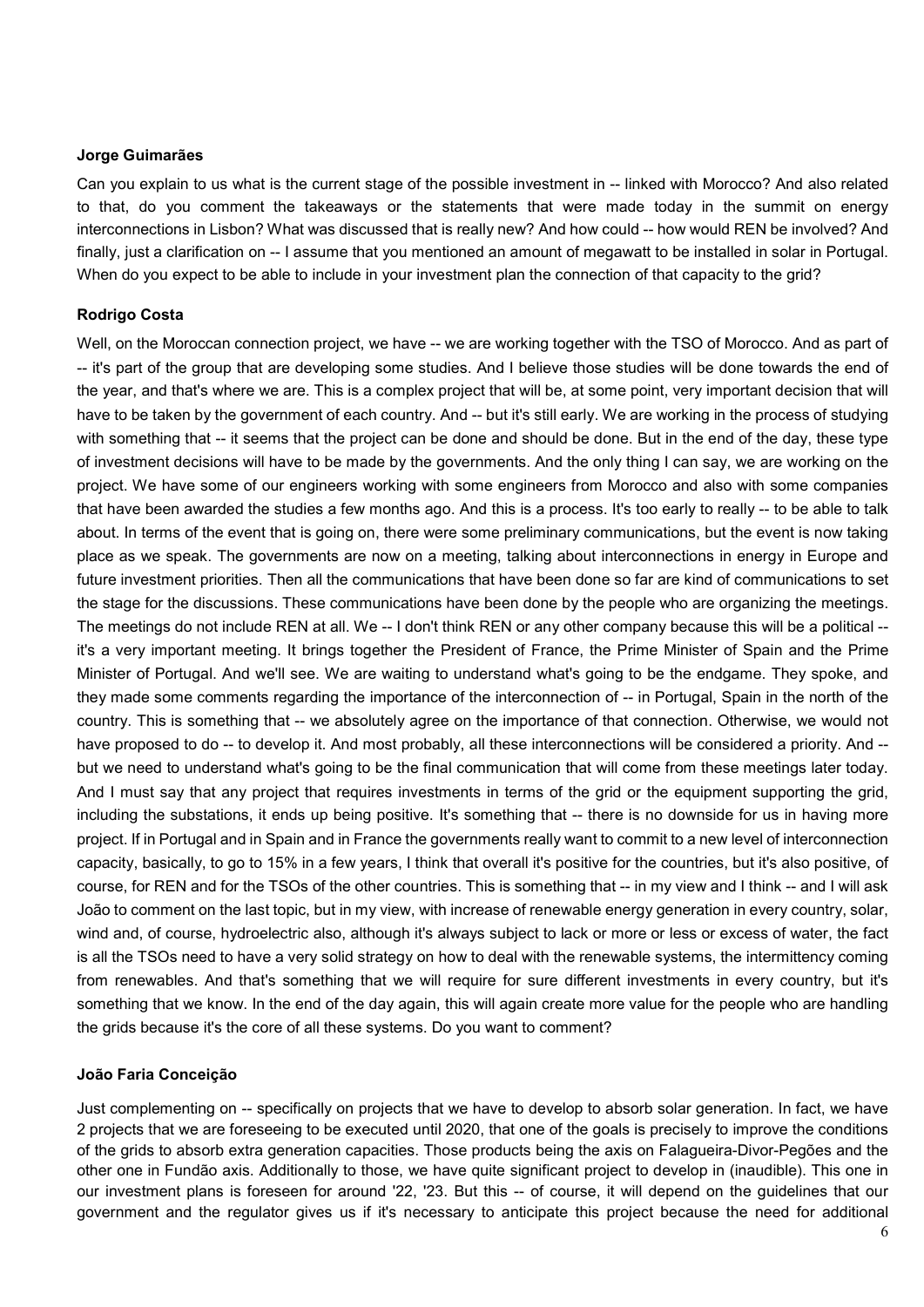**Jorge Guimarães**

Can you explain to us what is the current stage of the possible investment in -- linked with Morocco? And also related to that, do you comment the takeaways or the statements that were made today in the summit on energy interconnections in Lisbon? What was discussed that is really new? And how could -- how would REN be involved? And finally, just a clarification on -- I assume that you mentioned an amount of megawatt to be installed in solar in Portugal. When do you expect to be able to include in your investment plan the connection of that capacity to the grid?

**Rodrigo Costa**

Well, on the Moroccan connection project, we have -- we are working together with the TSO of Morocco. And as part of -- it's part of the group that are developing some studies. And I believe those studies will be done towards the end of the year, and that's where we are. This is a complex project that will be, at some point, very important decision that will have to be taken by the government of each country. And -- but it's still early. We are working in the process of studying with something that -- it seems that the project can be done and should be done. But in the end of the day, these type of investment decisions will have to be made by the governments. And the only thing I can say, we are working on the project. We have some of our engineers working with some engineers from Morocco and also with some companies that have been awarded the studies a few months ago. And this is a process. It's too early to really -- to be able to talk about. In terms of the event that is going on, there were some preliminary communications, but the event is now taking place as we speak. The governments are now on a meeting, talking about interconnections in energy in Europe and future investment priorities. Then all the communications that have been done so far are kind of communications to set the stage for the discussions. These communications have been done by the people who are organizing the meetings. The meetings do not include REN at all. We -- I don't think REN or any other company because this will be a political -- it's a very important meeting. It brings together the President of France, the Prime Minister of Spain and the Prime Minister of Portugal. And we'll see. We are waiting to understand what's going to be the endgame. They spoke, and they made some comments regarding the importance of the interconnection of -- in Portugal, Spain in the north of the country. This is something that -- we absolutely agree on the importance of that connection. Otherwise, we would not have proposed to do -- to develop it. And most probably, all these interconnections will be considered a priority. And -- but we need to understand what's going to be the final communication that will come from these meetings later today. And I must say that any project that requires investments in terms of the grid or the equipment supporting the grid, including the substations, it ends up being positive. It's something that -- there is no downside for us in having more project. If in Portugal and in Spain and in France the governments really want to commit to a new level of interconnection capacity, basically, to go to 15% in a few years, I think that overall it's positive for the countries, but it's also positive, of course, for REN and for the TSOs of the other countries. This is something that -- in my view and I think -- and I will ask João to comment on the last topic, but in my view, with increase of renewable energy generation in every country, solar, wind and, of course, hydroelectric also, although it's always subject to lack or more or less or excess of water, the fact is all the TSOs need to have a very solid strategy on how to deal with the renewable systems, the intermittency coming from renewables. And that's something that we will require for sure different investments in every country, but it's something that we know. In the end of the day again, this will again create more value for the people who are handling the grids because it's the core of all these systems. Do you want to comment?

**João Faria Conceição**

Just complementing on -- specifically on projects that we have to develop to absorb solar generation. In fact, we have 2 projects that we are foreseeing to be executed until 2020, that one of the goals is precisely to improve the conditions of the grids to absorb extra generation capacities. Those products being the axis on Falagueira-Divor-Pegões and the other one in Fundão axis. Additionally to those, we have quite significant project to develop in (inaudible). This one in our investment plans is foreseen for around '22, '23. But this -- of course, it will depend on the guidelines that our government and the regulator gives us if it's necessary to anticipate this project because the need for additional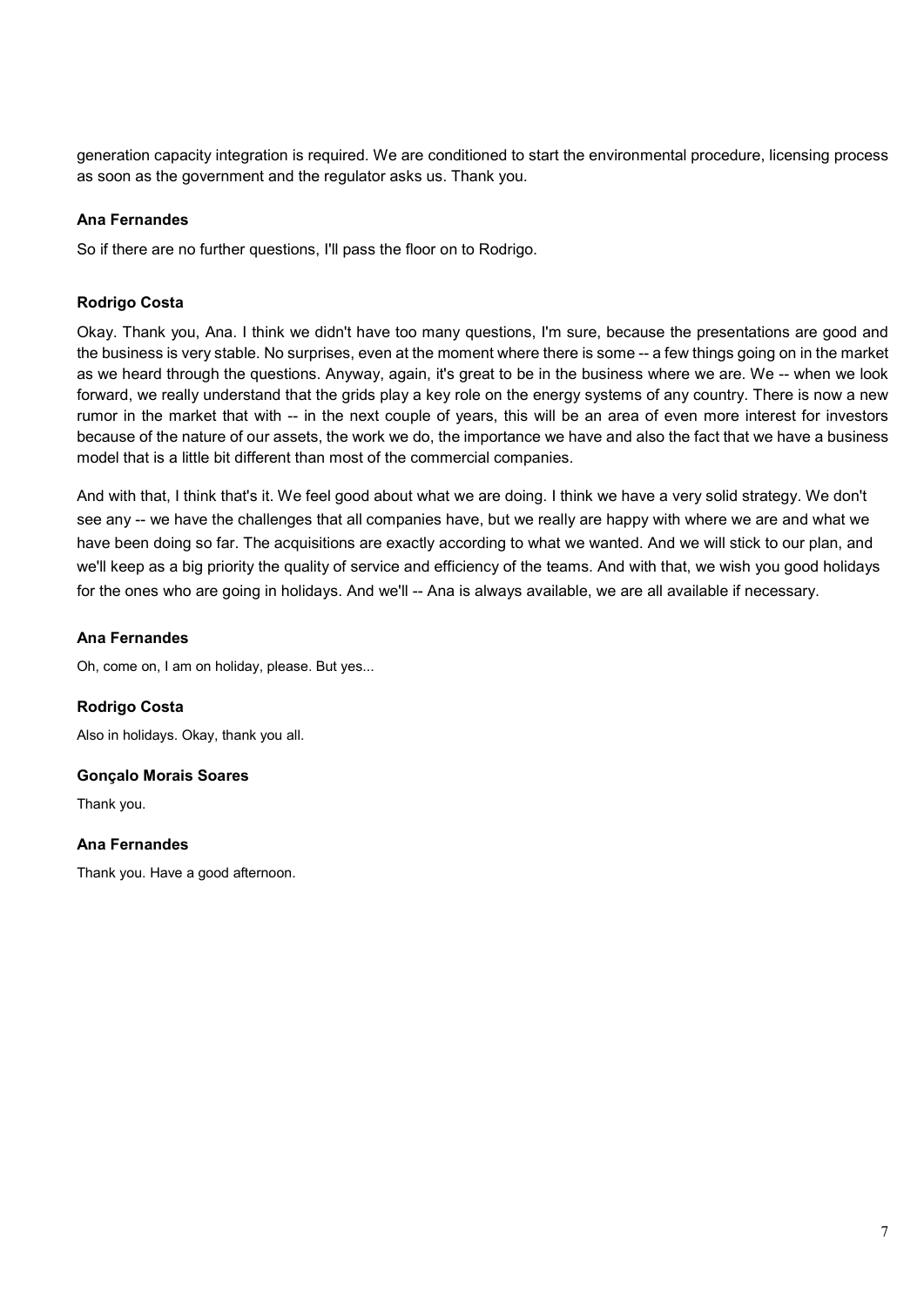generation capacity integration is required. We are conditioned to start the environmental procedure, licensing process as soon as the government and the regulator asks us. Thank you.

**Ana Fernandes**

So if there are no further questions, I'll pass the floor on to Rodrigo.

**Rodrigo Costa**

Okay. Thank you, Ana. I think we didn't have too many questions, I'm sure, because the presentations are good and the business is very stable. No surprises, even at the moment where there is some -- a few things going on in the market as we heard through the questions. Anyway, again, it's great to be in the business where we are. We -- when we look forward, we really understand that the grids play a key role on the energy systems of any country. There is now a new rumor in the market that with -- in the next couple of years, this will be an area of even more interest for investors because of the nature of our assets, the work we do, the importance we have and also the fact that we have a business model that is a little bit different than most of the commercial companies.

And with that, I think that's it. We feel good about what we are doing. I think we have a very solid strategy. We don't see any -- we have the challenges that all companies have, but we really are happy with where we are and what we have been doing so far. The acquisitions are exactly according to what we wanted. And we will stick to our plan, and we'll keep as a big priority the quality of service and efficiency of the teams. And with that, we wish you good holidays for the ones who are going in holidays. And we'll -- Ana is always available, we are all available if necessary.

**Ana Fernandes**

Oh, come on, I am on holiday, please. But yes...

**Rodrigo Costa**

Also in holidays. Okay, thank you all.

**Gonçalo Morais Soares**

Thank you.

**Ana Fernandes**

Thank you. Have a good afternoon.